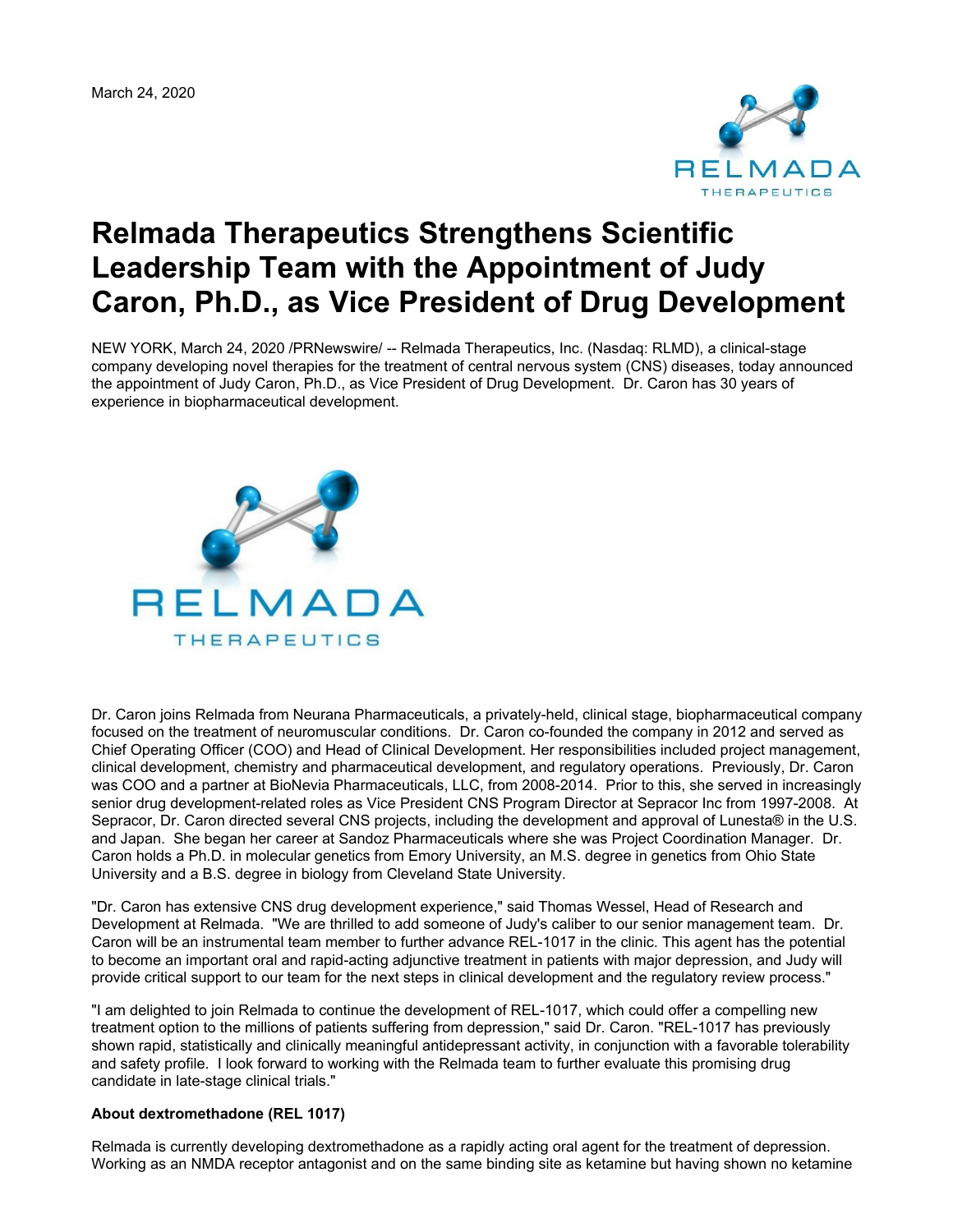March 24, 2020

# Relmada Therapeutics Strengthens Scientific Leadership Team with the Appointment of Judy Caron, Ph.D., as Vice President of Drug Development

NEW YORK, March 24, 2020 /PRNewswire/ -- Relmada Therapeutics, Inc. (Nasdaq: RLMD), a clinical-stage company developing novel therapies for the treatment of central nervous system (CNS) diseases, today announced the appointment of Judy Caron, Ph.D., as Vice President of Drug Development. Dr. Caron has 30 years of experience in biopharmaceutical development.

Dr. Caron joins Relmada from Neurana Pharmaceuticals, a privately-held, clinical stage, biopharmaceutical company focused on the treatment of neuromuscular conditions. Dr. Caron co-founded the company in 2012 and served as Chief Operating Officer (COO) and Head of Clinical Development. Her responsibilities included project management, clinical development, chemistry and pharmaceutical development, and regulatory operations. Previously, Dr. Caron was COO and a partner at BioNevia Pharmaceuticals, LLC, from 2008-2014. Prior to this, she served in increasingly senior drug development-related roles as Vice President CNS Program Director at Sepracor Inc from 1997-2008. At Sepracor, Dr. Caron directed several CNS projects, including the development and approval of Lunesta® in the U.S. and Japan. She began her career at Sandoz Pharmaceuticals where she was Project Coordination Manager. Dr. Caron holds a Ph.D. in molecular genetics from Emory University, an M.S. degree in genetics from Ohio State University and a B.S. degree in biology from Cleveland State University.

"Dr. Caron has extensive CNS drug development experience," said Thomas Wessel, Head of Research and Development at Relmada. "We are thrilled to add someone of Judy's caliber to our senior management team. Dr. Caron will be an instrumental team member to further advance REL-1017 in the clinic. This agent has the potential to become an important oral and rapid-acting adjunctive treatment in patients with major depression, and Judy will provide critical support to our team for the next steps in clinical development and the regulatory review process."

"I am delighted to join Relmada to continue the development of REL-1017, which could offer a compelling new treatment option to the millions of patients suffering from depression," said Dr. Caron. "REL-1017 has previously shown rapid, statistically and clinically meaningful antidepressant activity, in conjunction with a favorable tolerability and safety profile. I look forward to working with the Relmada team to further evaluate this promising drug candidate in late-stage clinical trials."

**About dextromethadone (REL 1017)**

Relmada is currently developing dextromethadone as a rapidly acting oral agent for the treatment of depression. Working as an NMDA receptor antagonist and on the same binding site as ketamine but having shown no ketamine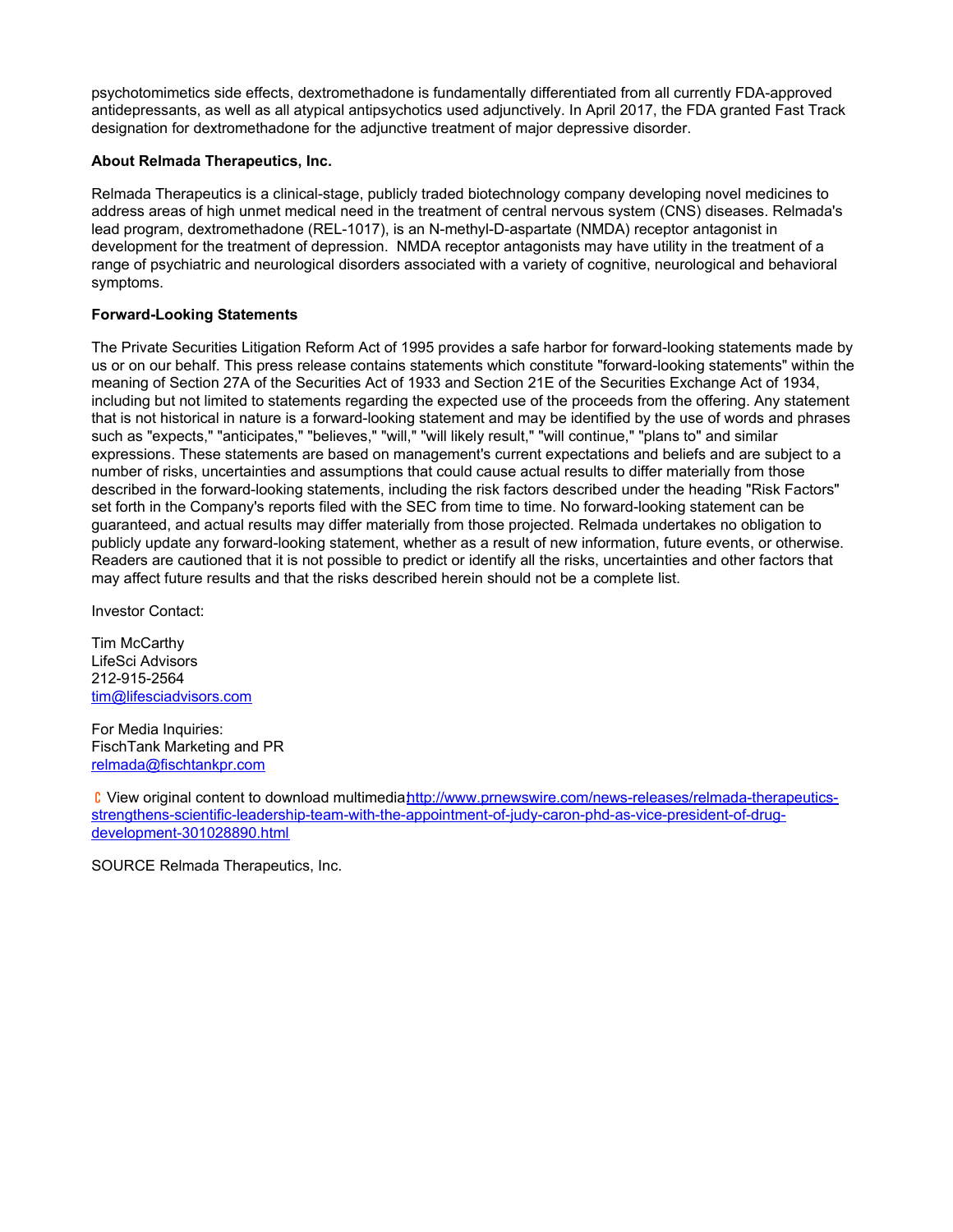psychotomimetics side effects, dextromethadone is fundamentally differentiated from all currently FDA-approved antidepressants, as well as all atypical antipsychotics used adjunctively. In April 2017, the FDA granted Fast Track designation for dextromethadone for the adjunctive treatment of major depressive disorder.

**About Relmada Therapeutics, Inc.**

Relmada Therapeutics is a clinical-stage, publicly traded biotechnology company developing novel medicines to address areas of high unmet medical need in the treatment of central nervous system (CNS) diseases. Relmada's lead program, dextromethadone (REL-1017), is an N-methyl-D-aspartate (NMDA) receptor antagonist in development for the treatment of depression. NMDA receptor antagonists may have utility in the treatment of a range of psychiatric and neurological disorders associated with a variety of cognitive, neurological and behavioral symptoms.

**Forward-Looking Statements**

The Private Securities Litigation Reform Act of 1995 provides a safe harbor for forward-looking statements made by us or on our behalf. This press release contains statements which constitute "forward-looking statements" within the meaning of Section 27A of the Securities Act of 1933 and Section 21E of the Securities Exchange Act of 1934, including but not limited to statements regarding the expected use of the proceeds from the offering. Any statement that is not historical in nature is a forward-looking statement and may be identified by the use of words and phrases such as "expects," "anticipates," "believes," "will," "will likely result," "will continue," "plans to" and similar expressions. These statements are based on management's current expectations and beliefs and are subject to a number of risks, uncertainties and assumptions that could cause actual results to differ materially from those described in the forward-looking statements, including the risk factors described under the heading "Risk Factors" set forth in the Company's reports filed with the SEC from time to time. No forward-looking statement can be guaranteed, and actual results may differ materially from those projected. Relmada undertakes no obligation to publicly update any forward-looking statement, whether as a result of new information, future events, or otherwise. Readers are cautioned that it is not possible to predict or identify all the risks, uncertainties and other factors that may affect future results and that the risks described herein should not be a complete list.

Investor Contact:

Tim McCarthy
LifeSci Advisors
212-915-2564
tim@lifesciadvisors.com

For Media Inquiries:
FischTank Marketing and PR
relmada@fischtankpr.com

View original content to download multimedia: http://www.prnewswire.com/news-releases/relmada-therapeutics-strengthens-scientific-leadership-team-with-the-appointment-of-judy-caron-phd-as-vice-president-of-drug-development-301028890.html

SOURCE Relmada Therapeutics, Inc.